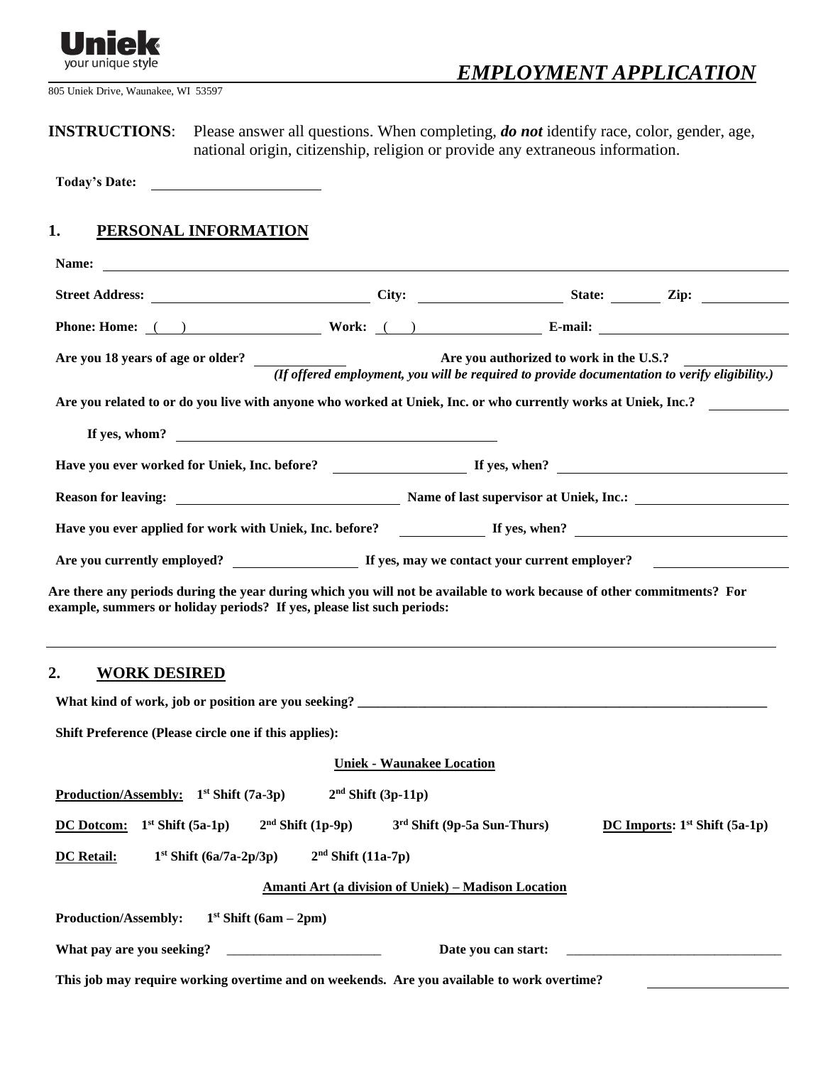Uniek
your unique style

805 Uniek Drive, Waunakee, WI 53597

# *EMPLOYMENT APPLICATION*

**INSTRUCTIONS**: Please answer all questions. When completing, ***do not*** identify race, color, gender, age, national origin, citizenship, religion or provide any extraneous information.

**Today's Date:** ____________________

## 1. PERSONAL INFORMATION

**Name:** ______________________________________________

**Street Address:** ____________________ **City:** ____________________ **State:** ________ **Zip:** ____________

**Phone: Home:** ( ) ____________________ **Work:** ( ) ____________________ **E-mail:** ____________________

**Are you 18 years of age or older?** ____________ **Are you authorized to work in the U.S.?** ____________

***(If offered employment, you will be required to provide documentation to verify eligibility.)***

**Are you related to or do you live with anyone who worked at Uniek, Inc. or who currently works at Uniek, Inc.?** ____________

**If yes, whom?** ______________________________

**Have you ever worked for Uniek, Inc. before?** ____________ **If yes, when?** ____________________

**Reason for leaving:** ____________________ **Name of last supervisor at Uniek, Inc.:** ____________________

**Have you ever applied for work with Uniek, Inc. before?** ____________ **If yes, when?** ____________________

**Are you currently employed?** ____________ **If yes, may we contact your current employer?** ____________

**Are there any periods during the year during which you will not be available to work because of other commitments? For example, summers or holiday periods? If yes, please list such periods:**

______________________________________________

## 2. WORK DESIRED

**What kind of work, job or position are you seeking?** ______________________________________________

**Shift Preference (Please circle one if this applies):**

**Uniek - Waunakee Location**

**Production/Assembly:** **1st Shift (7a-3p)** **2nd Shift (3p-11p)**

**DC Dotcom:** **1st Shift (5a-1p)** **2nd Shift (1p-9p)** **3rd Shift (9p-5a Sun-Thurs)** **DC Imports: 1st Shift (5a-1p)**

**DC Retail:** **1st Shift (6a/7a-2p/3p)** **2nd Shift (11a-7p)**

**Amanti Art (a division of Uniek) – Madison Location**

**Production/Assembly:** **1st Shift (6am – 2pm)**

**What pay are you seeking?** ____________________ **Date you can start:** ____________________

**This job may require working overtime and on weekends. Are you available to work overtime?** ____________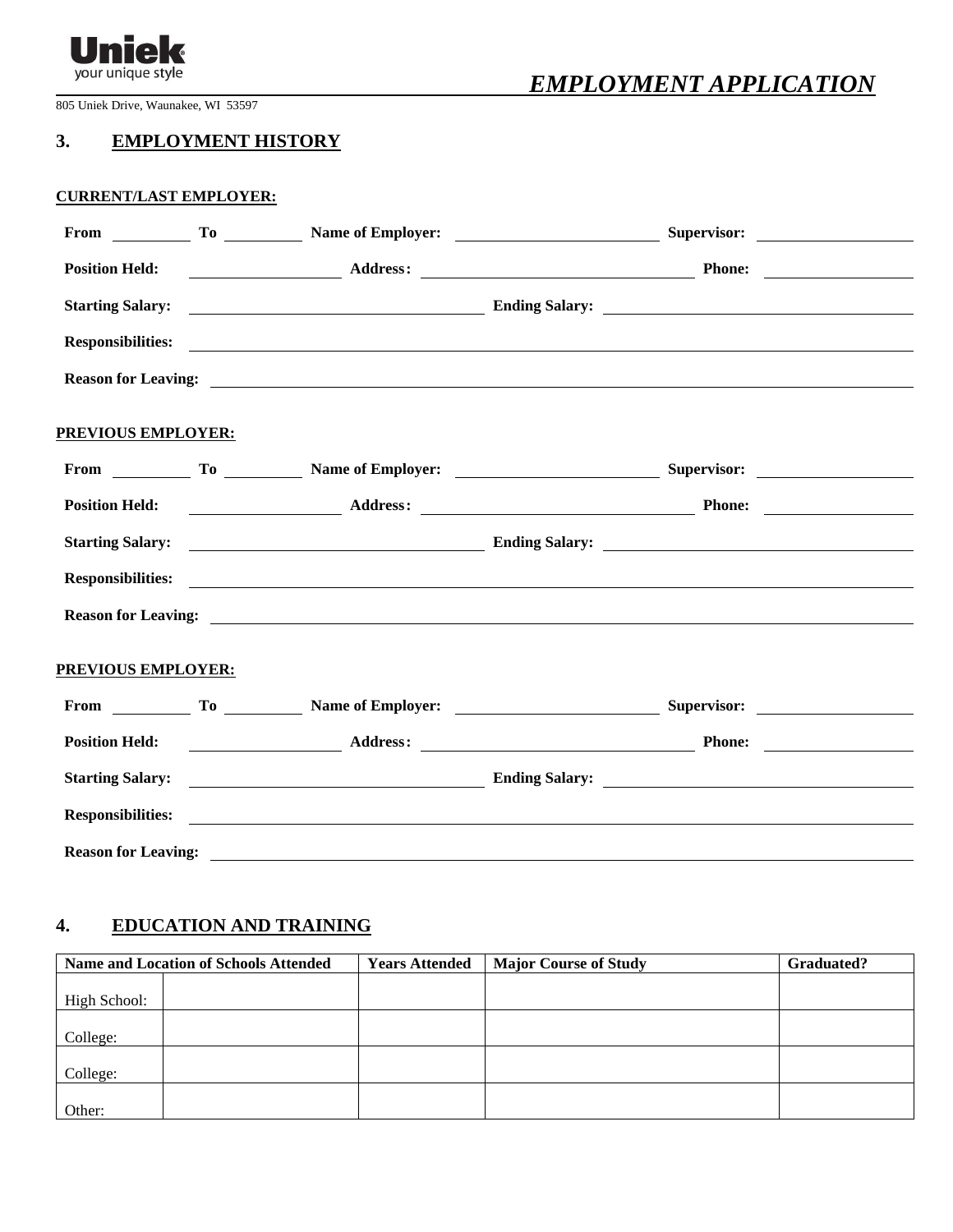Uniek
your unique style

805 Uniek Drive, Waunakee, WI 53597

# *EMPLOYMENT APPLICATION*

## 3. EMPLOYMENT HISTORY

**CURRENT/LAST EMPLOYER:**

**From** __________ **To** __________ **Name of Employer:** __________________________ **Supervisor:** ____________________

**Position Held:** ____________________ **Address:** ________________________________ **Phone:** ____________________

**Starting Salary:** ________________________________ **Ending Salary:** ________________________________

**Responsibilities:** ______________________________________________________________________________

**Reason for Leaving:** ____________________________________________________________________________

**PREVIOUS EMPLOYER:**

**From** __________ **To** __________ **Name of Employer:** __________________________ **Supervisor:** ____________________

**Position Held:** ____________________ **Address:** ________________________________ **Phone:** ____________________

**Starting Salary:** ________________________________ **Ending Salary:** ________________________________

**Responsibilities:** ______________________________________________________________________________

**Reason for Leaving:** ____________________________________________________________________________

**PREVIOUS EMPLOYER:**

**From** __________ **To** __________ **Name of Employer:** __________________________ **Supervisor:** ____________________

**Position Held:** ____________________ **Address:** ________________________________ **Phone:** ____________________

**Starting Salary:** ________________________________ **Ending Salary:** ________________________________

**Responsibilities:** ______________________________________________________________________________

**Reason for Leaving:** ____________________________________________________________________________

## 4. EDUCATION AND TRAINING

| Name and Location of Schools Attended | | Years Attended | Major Course of Study | Graduated? |
|---|---|---|---|---|
| High School: | | | | |
| College: | | | | |
| College: | | | | |
| Other: | | | | |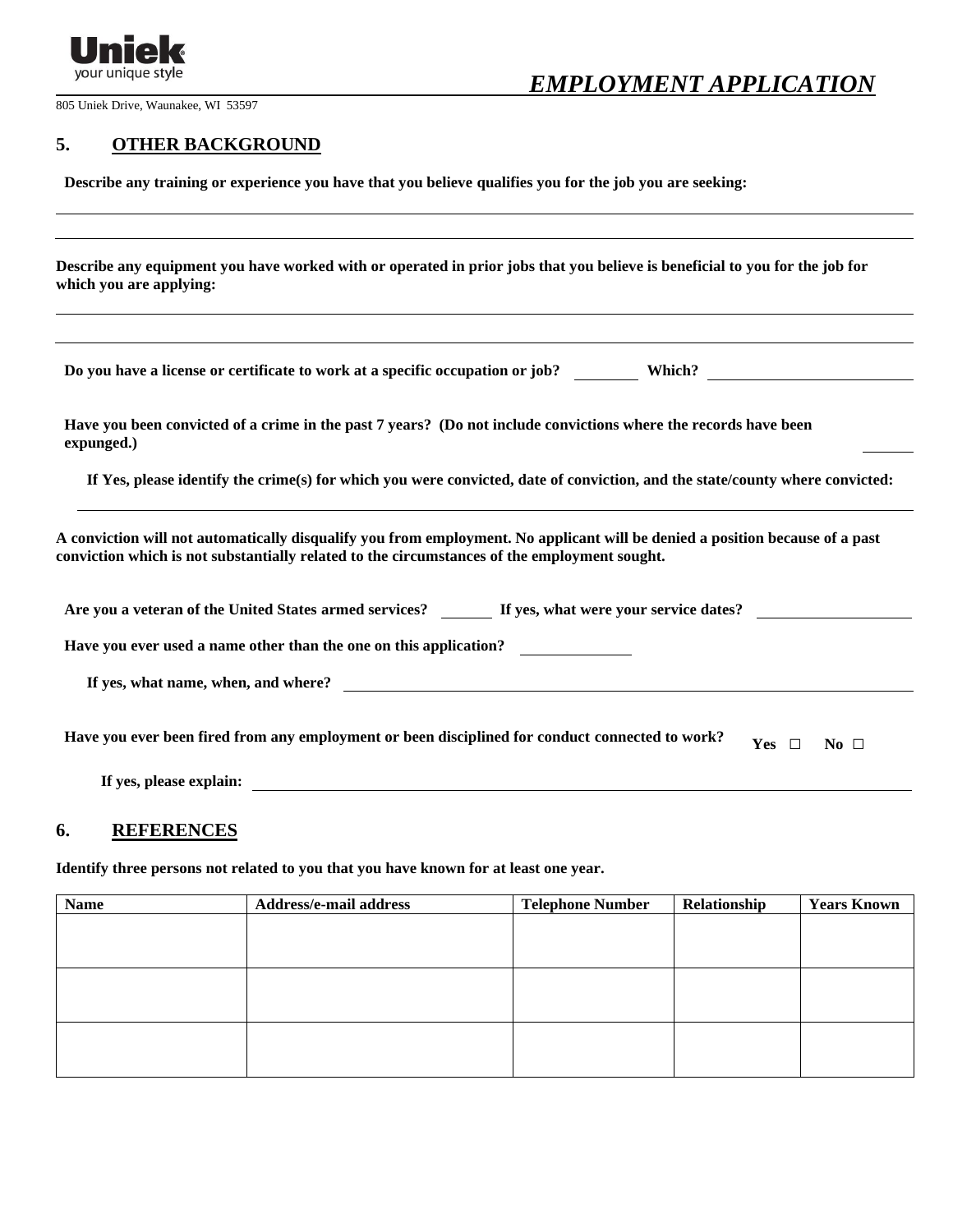Uniek
your unique style

# *EMPLOYMENT APPLICATION*

805 Uniek Drive, Waunakee, WI 53597

## 5. OTHER BACKGROUND

**Describe any training or experience you have that you believe qualifies you for the job you are seeking:**

______________________________________________________________________

______________________________________________________________________

**Describe any equipment you have worked with or operated in prior jobs that you believe is beneficial to you for the job for which you are applying:**

______________________________________________________________________

______________________________________________________________________

**Do you have a license or certificate to work at a specific occupation or job?** ________ **Which?** ____________________

**Have you been convicted of a crime in the past 7 years? (Do not include convictions where the records have been expunged.)** ______

**If Yes, please identify the crime(s) for which you were convicted, date of conviction, and the state/county where convicted:**

______________________________________________________________________

**A conviction will not automatically disqualify you from employment. No applicant will be denied a position because of a past conviction which is not substantially related to the circumstances of the employment sought.**

**Are you a veteran of the United States armed services?** ______ **If yes, what were your service dates?** ________________

**Have you ever used a name other than the one on this application?** ____________

**If yes, what name, when, and where?** ____________________________________________

**Have you ever been fired from any employment or been disciplined for conduct connected to work?** **Yes** □ **No** □

**If yes, please explain:** ____________________________________________

## 6. REFERENCES

**Identify three persons not related to you that you have known for at least one year.**

| Name | Address/e-mail address | Telephone Number | Relationship | Years Known |
| --- | --- | --- | --- | --- |
| | | | | |
| | | | | |
| | | | | |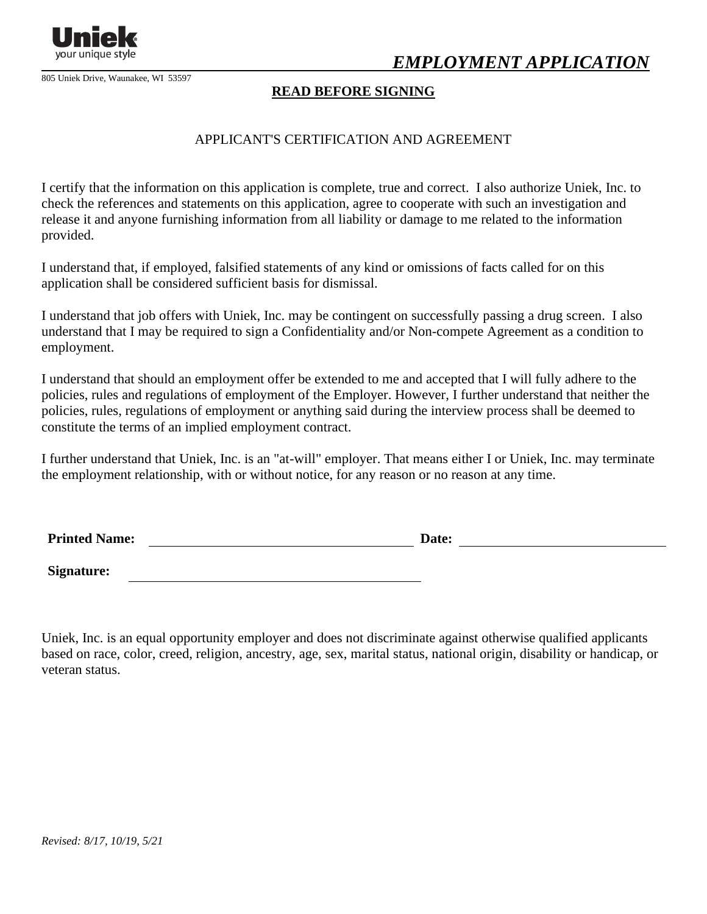Uniek
your unique style

805 Uniek Drive, Waunakee, WI 53597

# *EMPLOYMENT APPLICATION*

**READ BEFORE SIGNING**

## APPLICANT'S CERTIFICATION AND AGREEMENT

I certify that the information on this application is complete, true and correct. I also authorize Uniek, Inc. to check the references and statements on this application, agree to cooperate with such an investigation and release it and anyone furnishing information from all liability or damage to me related to the information provided.

I understand that, if employed, falsified statements of any kind or omissions of facts called for on this application shall be considered sufficient basis for dismissal.

I understand that job offers with Uniek, Inc. may be contingent on successfully passing a drug screen. I also understand that I may be required to sign a Confidentiality and/or Non-compete Agreement as a condition to employment.

I understand that should an employment offer be extended to me and accepted that I will fully adhere to the policies, rules and regulations of employment of the Employer. However, I further understand that neither the policies, rules, regulations of employment or anything said during the interview process shall be deemed to constitute the terms of an implied employment contract.

I further understand that Uniek, Inc. is an "at-will" employer. That means either I or Uniek, Inc. may terminate the employment relationship, with or without notice, for any reason or no reason at any time.

**Printed Name:** ______________________________ **Date:** ______________________

**Signature:** ______________________________

Uniek, Inc. is an equal opportunity employer and does not discriminate against otherwise qualified applicants based on race, color, creed, religion, ancestry, age, sex, marital status, national origin, disability or handicap, or veteran status.

*Revised: 8/17, 10/19, 5/21*